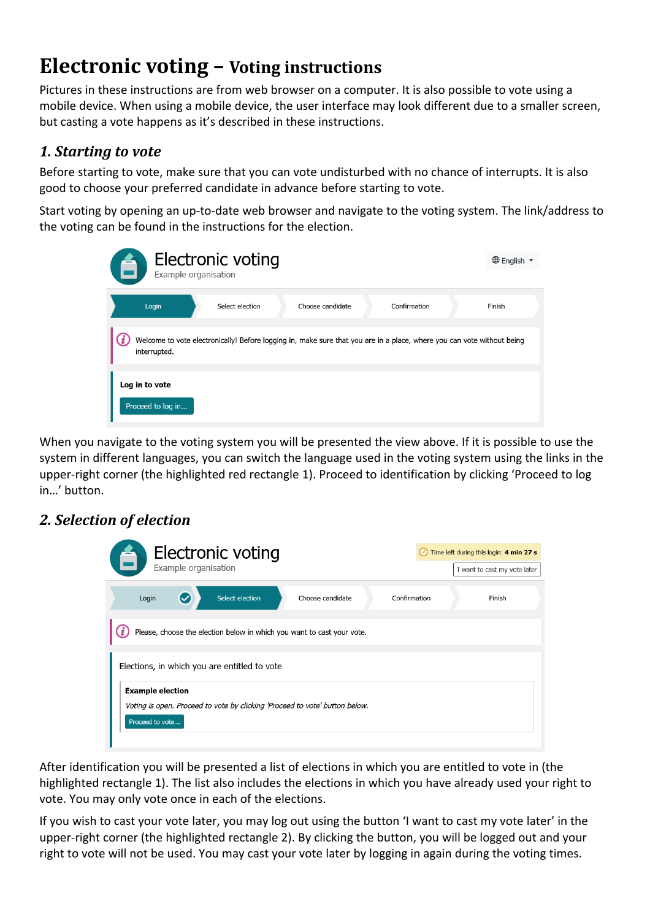# Electronic voting – Voting instructions

Pictures in these instructions are from web browser on a computer. It is also possible to vote using a mobile device. When using a mobile device, the user interface may look different due to a smaller screen, but casting a vote happens as it's described in these instructions.

## *1. Starting to vote*

Before starting to vote, make sure that you can vote undisturbed with no chance of interrupts. It is also good to choose your preferred candidate in advance before starting to vote.

Start voting by opening an up-to-date web browser and navigate to the voting system. The link/address to the voting can be found in the instructions for the election.

When you navigate to the voting system you will be presented the view above. If it is possible to use the system in different languages, you can switch the language used in the voting system using the links in the upper-right corner (the highlighted red rectangle 1). Proceed to identification by clicking 'Proceed to log in…' button.

## *2. Selection of election*

After identification you will be presented a list of elections in which you are entitled to vote in (the highlighted rectangle 1). The list also includes the elections in which you have already used your right to vote. You may only vote once in each of the elections.

If you wish to cast your vote later, you may log out using the button 'I want to cast my vote later' in the upper-right corner (the highlighted rectangle 2). By clicking the button, you will be logged out and your right to vote will not be used. You may cast your vote later by logging in again during the voting times.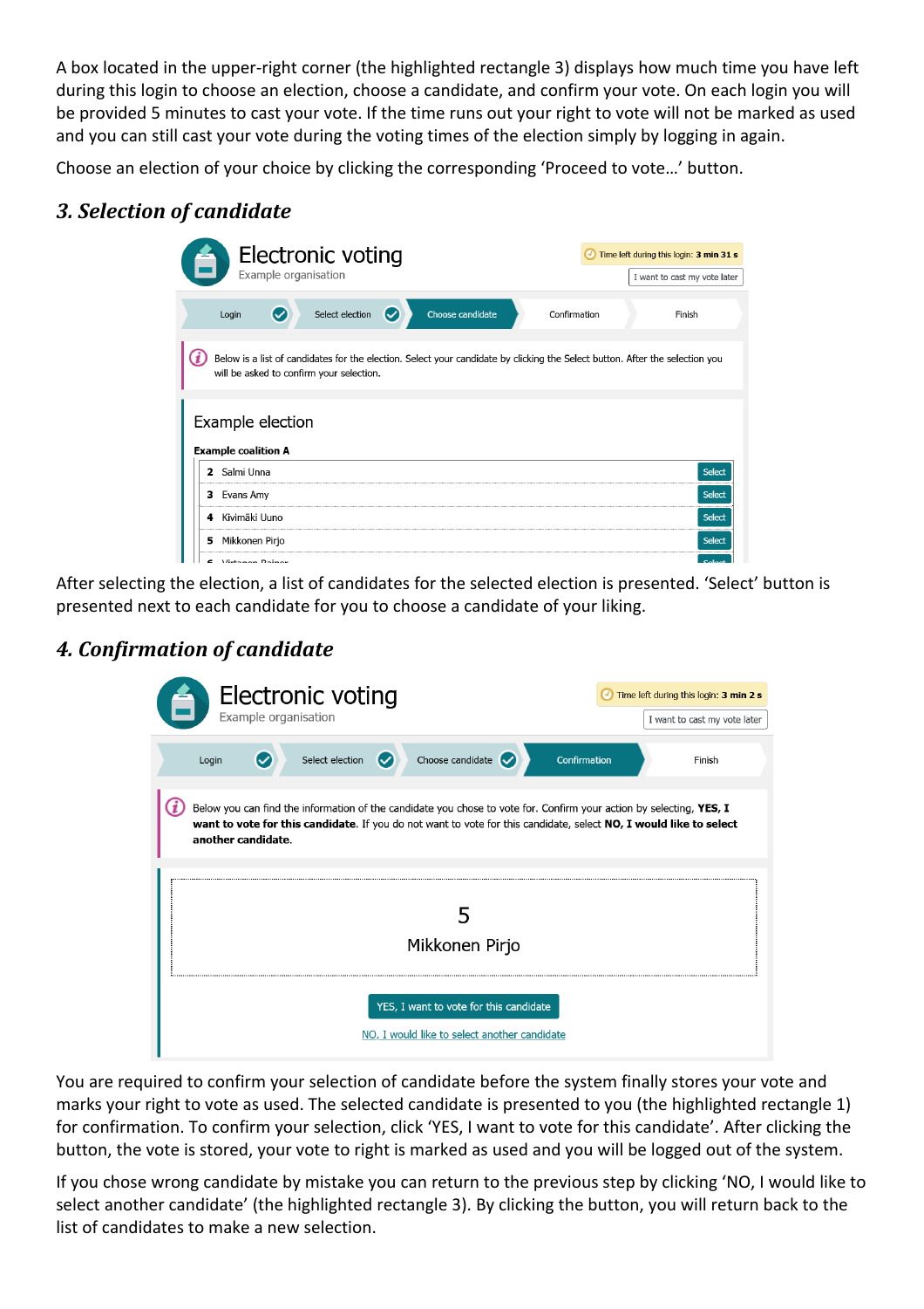A box located in the upper-right corner (the highlighted rectangle 3) displays how much time you have left during this login to choose an election, choose a candidate, and confirm your vote. On each login you will be provided 5 minutes to cast your vote. If the time runs out your right to vote will not be marked as used and you can still cast your vote during the voting times of the election simply by logging in again.

Choose an election of your choice by clicking the corresponding 'Proceed to vote…' button.

### *3. Selection of candidate*

After selecting the election, a list of candidates for the selected election is presented. 'Select' button is presented next to each candidate for you to choose a candidate of your liking.

### *4. Confirmation of candidate*

You are required to confirm your selection of candidate before the system finally stores your vote and marks your right to vote as used. The selected candidate is presented to you (the highlighted rectangle 1) for confirmation. To confirm your selection, click 'YES, I want to vote for this candidate'. After clicking the button, the vote is stored, your vote to right is marked as used and you will be logged out of the system.

If you chose wrong candidate by mistake you can return to the previous step by clicking 'NO, I would like to select another candidate' (the highlighted rectangle 3). By clicking the button, you will return back to the list of candidates to make a new selection.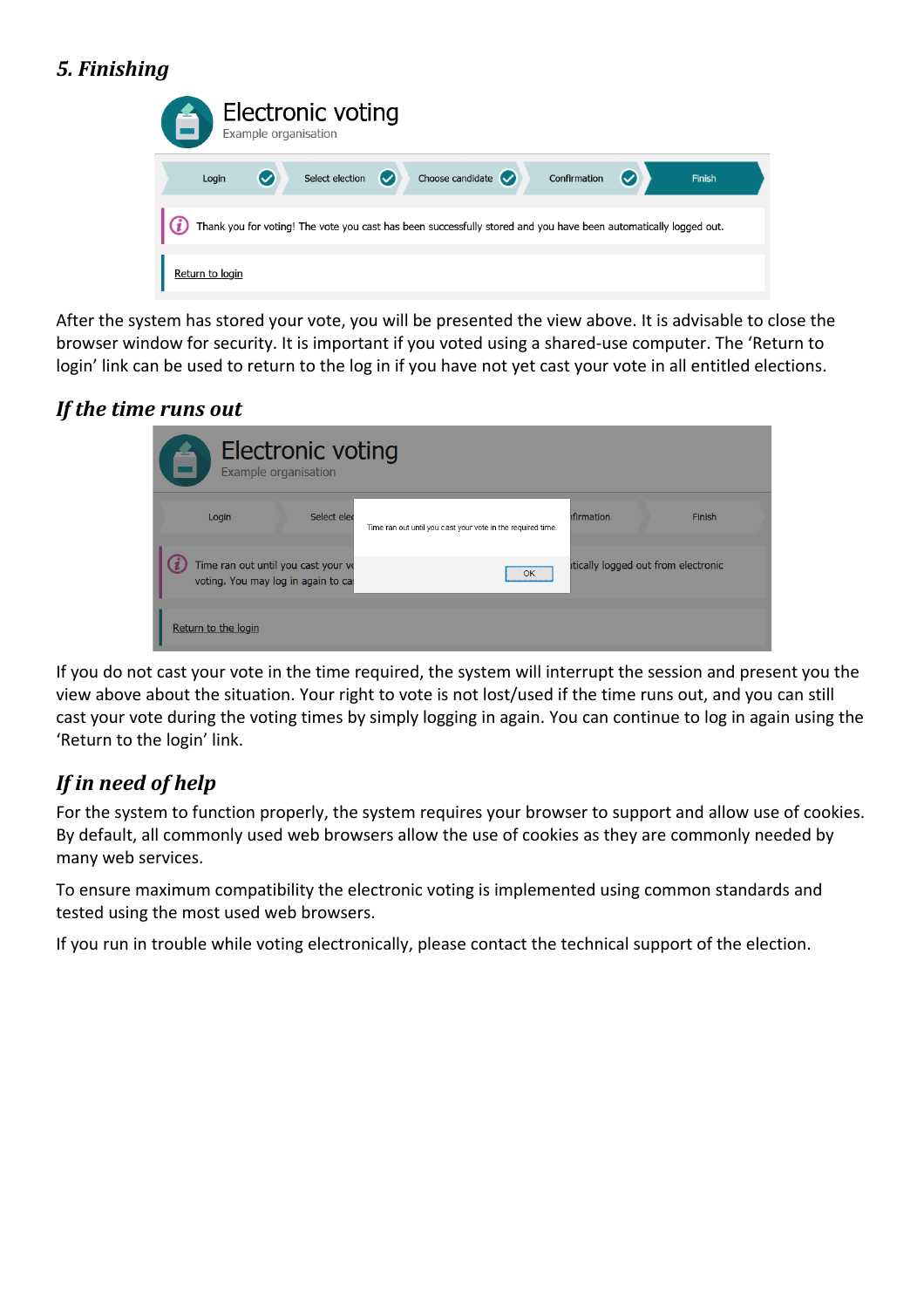## *5. Finishing*

After the system has stored your vote, you will be presented the view above. It is advisable to close the browser window for security. It is important if you voted using a shared-use computer. The 'Return to login' link can be used to return to the log in if you have not yet cast your vote in all entitled elections.

## *If the time runs out*

If you do not cast your vote in the time required, the system will interrupt the session and present you the view above about the situation. Your right to vote is not lost/used if the time runs out, and you can still cast your vote during the voting times by simply logging in again. You can continue to log in again using the 'Return to the login' link.

## *If in need of help*

For the system to function properly, the system requires your browser to support and allow use of cookies. By default, all commonly used web browsers allow the use of cookies as they are commonly needed by many web services.

To ensure maximum compatibility the electronic voting is implemented using common standards and tested using the most used web browsers.

If you run in trouble while voting electronically, please contact the technical support of the election.